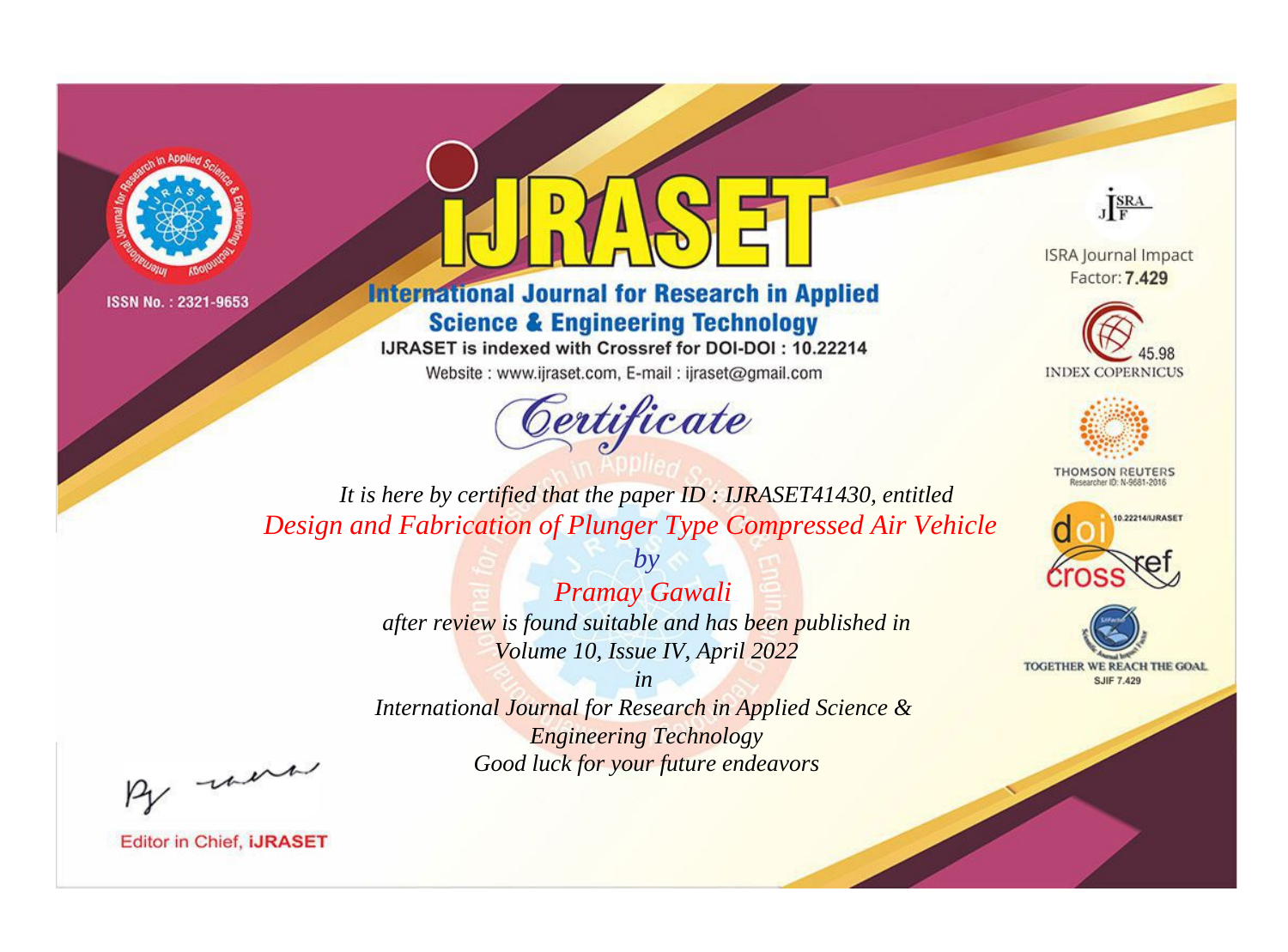ISSN No. : 2321-9653

# IJRASET

## International Journal for Research in Applied Science & Engineering Technology

IJRASET is indexed with Crossref for DOI-DOI : 10.22214

Website : www.ijraset.com, E-mail : ijraset@gmail.com

ISRA Journal Impact Factor: **7.429**

45.98 INDEX COPERNICUS

THOMSON REUTERS Researcher ID: N-9681-2016

10.22214/IJRASET

TOGETHER WE REACH THE GOAL SJIF 7.429

## *Certificate*

*It is here by certified that the paper ID : IJRASET41430, entitled*

*Design and Fabrication of Plunger Type Compressed Air Vehicle*

*by*

*Pramay Gawali*

*after review is found suitable and has been published in*

*Volume 10, Issue IV, April 2022*

*in*

*International Journal for Research in Applied Science & Engineering Technology*

*Good luck for your future endeavors*

Editor in Chief, **IJRASET**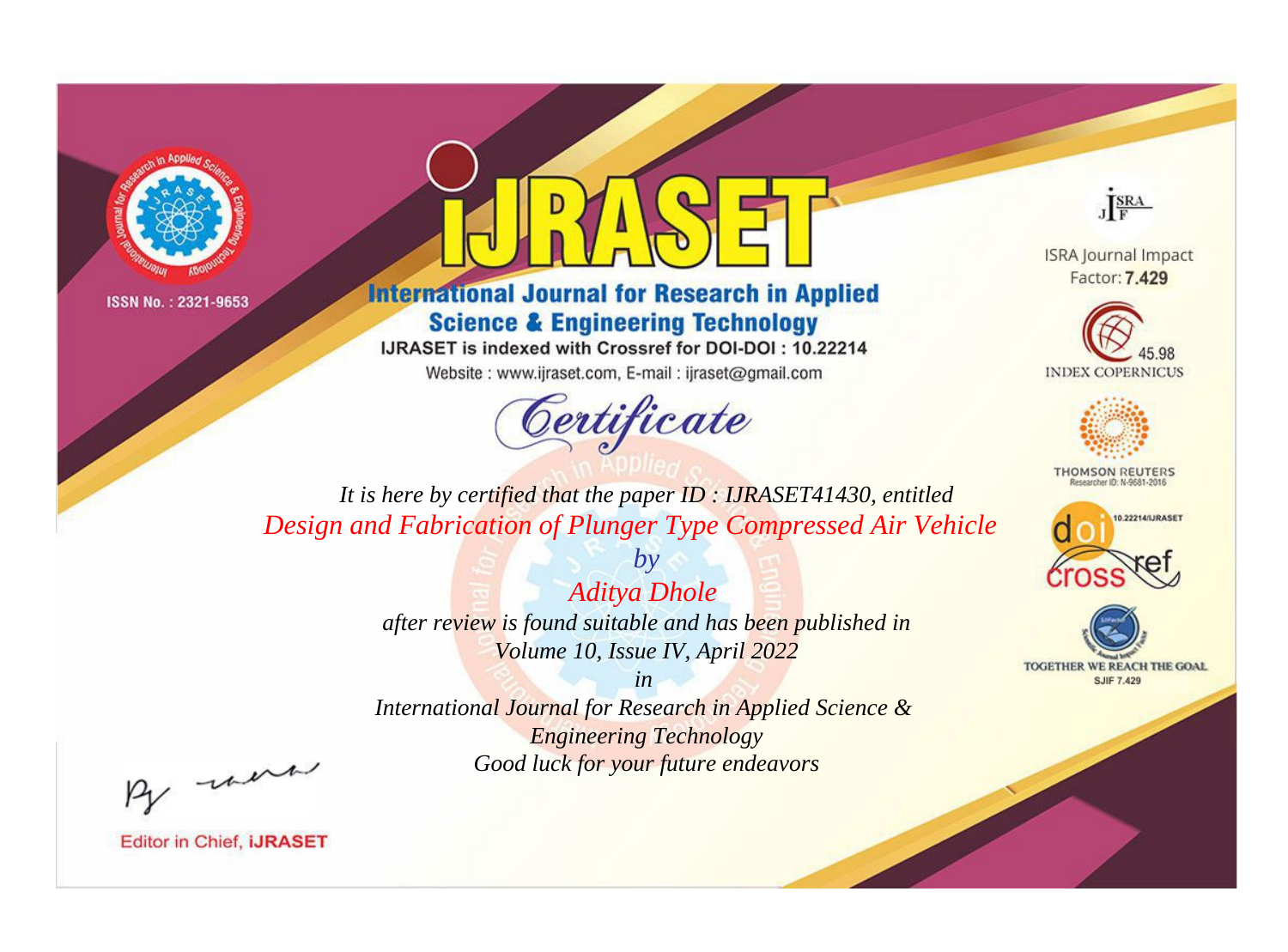ISSN No. : 2321-9653

# IJRASET

## International Journal for Research in Applied Science & Engineering Technology

IJRASET is indexed with Crossref for DOI-DOI : 10.22214

Website : www.ijraset.com, E-mail : ijraset@gmail.com

*Certificate*

*It is here by certified that the paper ID : IJRASET41430, entitled*

*Design and Fabrication of Plunger Type Compressed Air Vehicle*

*by*

*Aditya Dhole*

*after review is found suitable and has been published in*

*Volume 10, Issue IV, April 2022*

*in*

*International Journal for Research in Applied Science & Engineering Technology*

*Good luck for your future endeavors*

ISRA Journal Impact Factor: **7.429**

45.98 INDEX COPERNICUS

THOMSON REUTERS Researcher ID: N-9681-2016

10.22214/IJRASET

TOGETHER WE REACH THE GOAL SJIF 7.429

Editor in Chief, **iJRASET**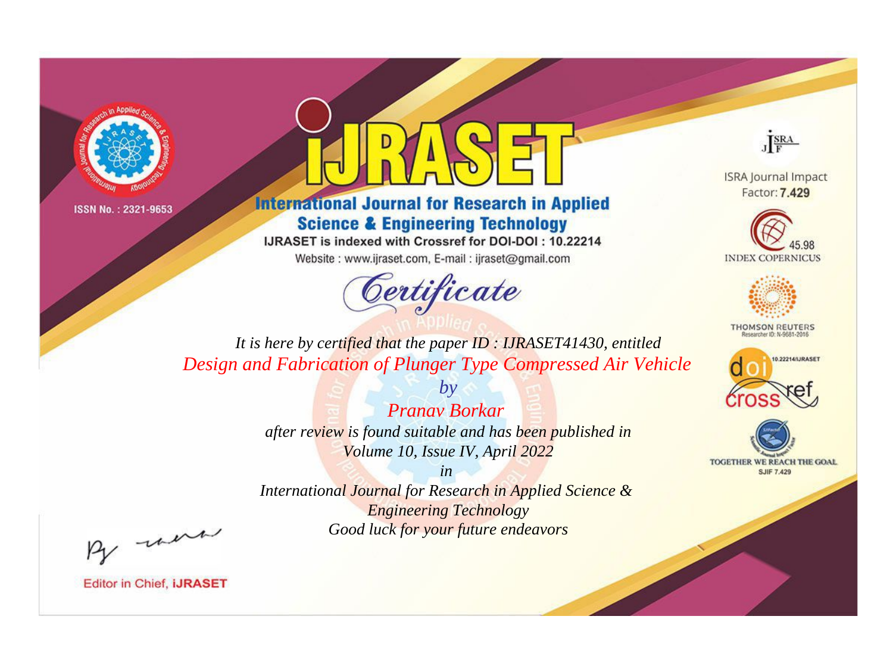ISSN No. : 2321-9653

# IJRASET

## International Journal for Research in Applied Science & Engineering Technology

IJRASET is indexed with Crossref for DOI-DOI : 10.22214

Website : www.ijraset.com, E-mail : ijraset@gmail.com

# Certificate

*It is here by certified that the paper ID : IJRASET41430, entitled*

*Design and Fabrication of Plunger Type Compressed Air Vehicle*

*by*

*Pranav Borkar*

*after review is found suitable and has been published in*

*Volume 10, Issue IV, April 2022*

*in*

*International Journal for Research in Applied Science & Engineering Technology*

*Good luck for your future endeavors*

ISRA Journal Impact Factor: **7.429**

45.98 INDEX COPERNICUS

THOMSON REUTERS Researcher ID: N-9681-2016

10.22214/IJRASET

TOGETHER WE REACH THE GOAL SJIF 7.429

Editor in Chief, **iJRASET**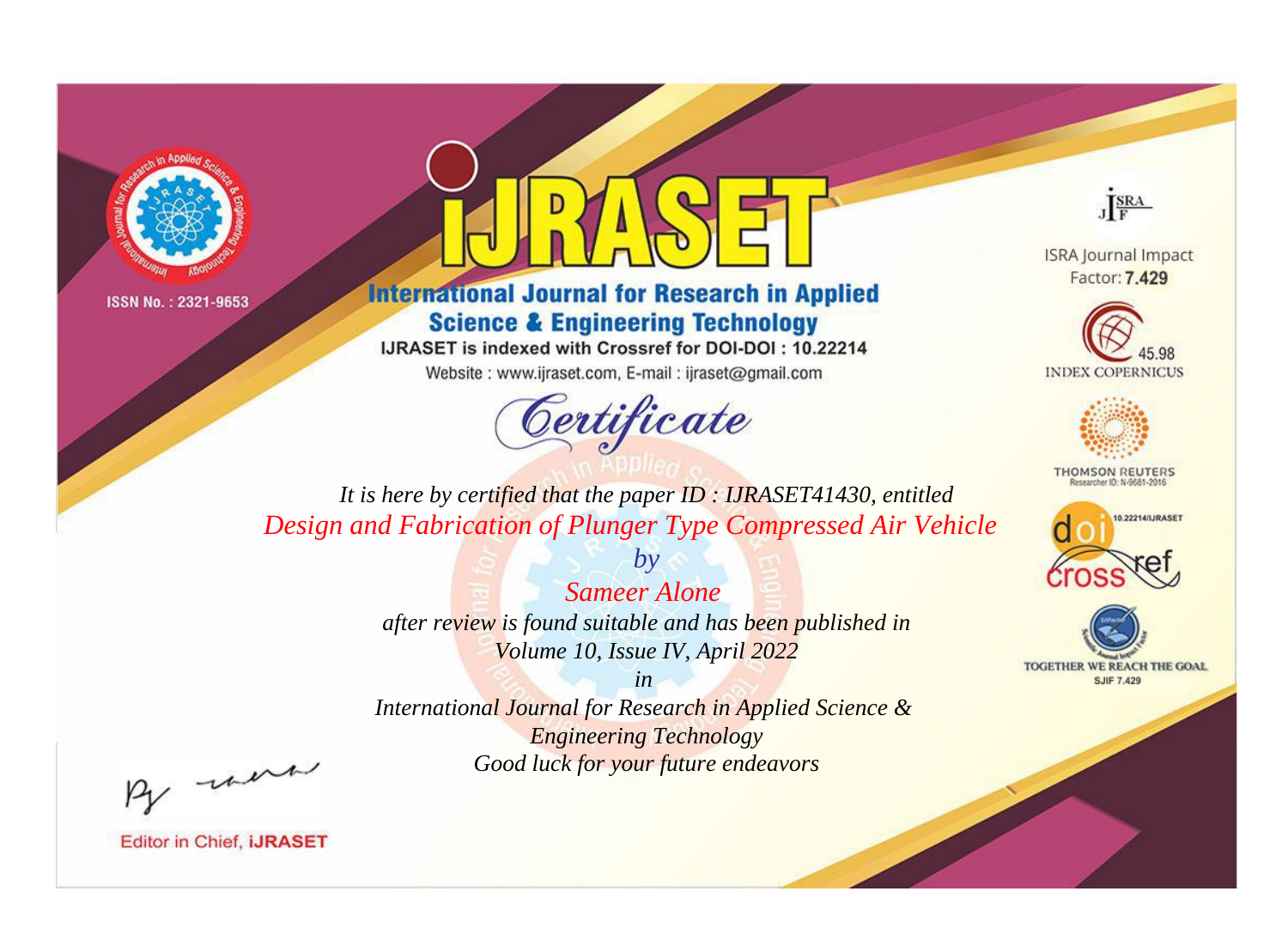ISSN No. : 2321-9653

# iJRASET

## International Journal for Research in Applied Science & Engineering Technology

IJRASET is indexed with Crossref for DOI-DOI : 10.22214

Website : www.ijraset.com, E-mail : ijraset@gmail.com

ISRA Journal Impact Factor: **7.429**

45.98 INDEX COPERNICUS

THOMSON REUTERS Researcher ID: N-9681-2016

10.22214/IJRASET

TOGETHER WE REACH THE GOAL SJIF 7.429

*Certificate*

*It is here by certified that the paper ID : IJRASET41430, entitled*

*Design and Fabrication of Plunger Type Compressed Air Vehicle*

*by*

*Sameer Alone*

*after review is found suitable and has been published in*

*Volume 10, Issue IV, April 2022*

*in*

*International Journal for Research in Applied Science & Engineering Technology*

*Good luck for your future endeavors*

Editor in Chief, **iJRASET**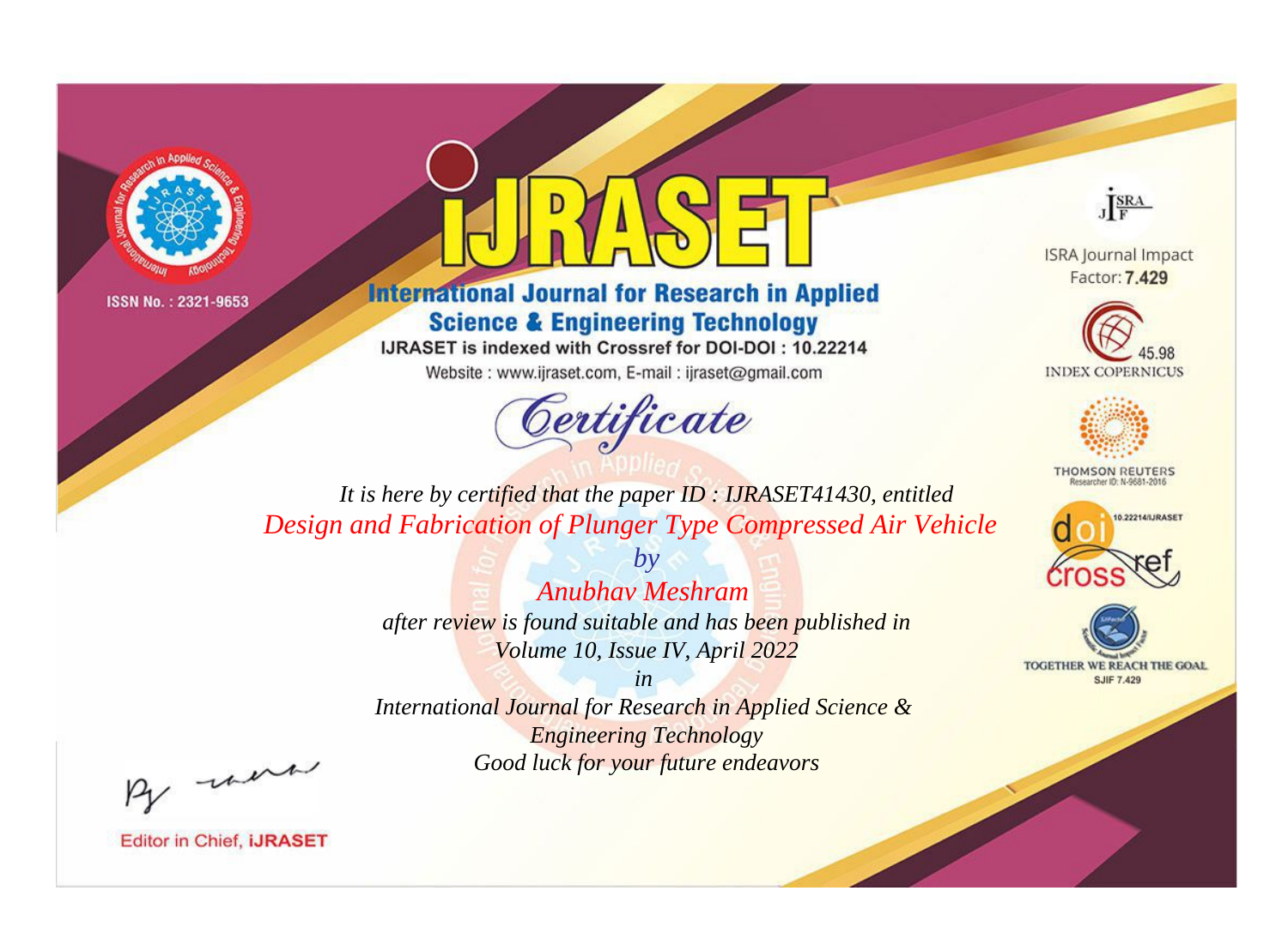ISSN No. : 2321-9653

# IJRASET

## International Journal for Research in Applied Science & Engineering Technology

IJRASET is indexed with Crossref for DOI-DOI : 10.22214

Website : www.ijraset.com, E-mail : ijraset@gmail.com

ISRA Journal Impact Factor: **7.429**

INDEX COPERNICUS 45.98

THOMSON REUTERS Researcher ID: N-9681-2016

10.22214/IJRASET

TOGETHER WE REACH THE GOAL SJIF 7.429

*Certificate*

*It is here by certified that the paper ID : IJRASET41430, entitled*

*Design and Fabrication of Plunger Type Compressed Air Vehicle*

*by*

*Anubhav Meshram*

*after review is found suitable and has been published in*

*Volume 10, Issue IV, April 2022*

*in*

*International Journal for Research in Applied Science & Engineering Technology*

*Good luck for your future endeavors*

Editor in Chief, **iJRASET**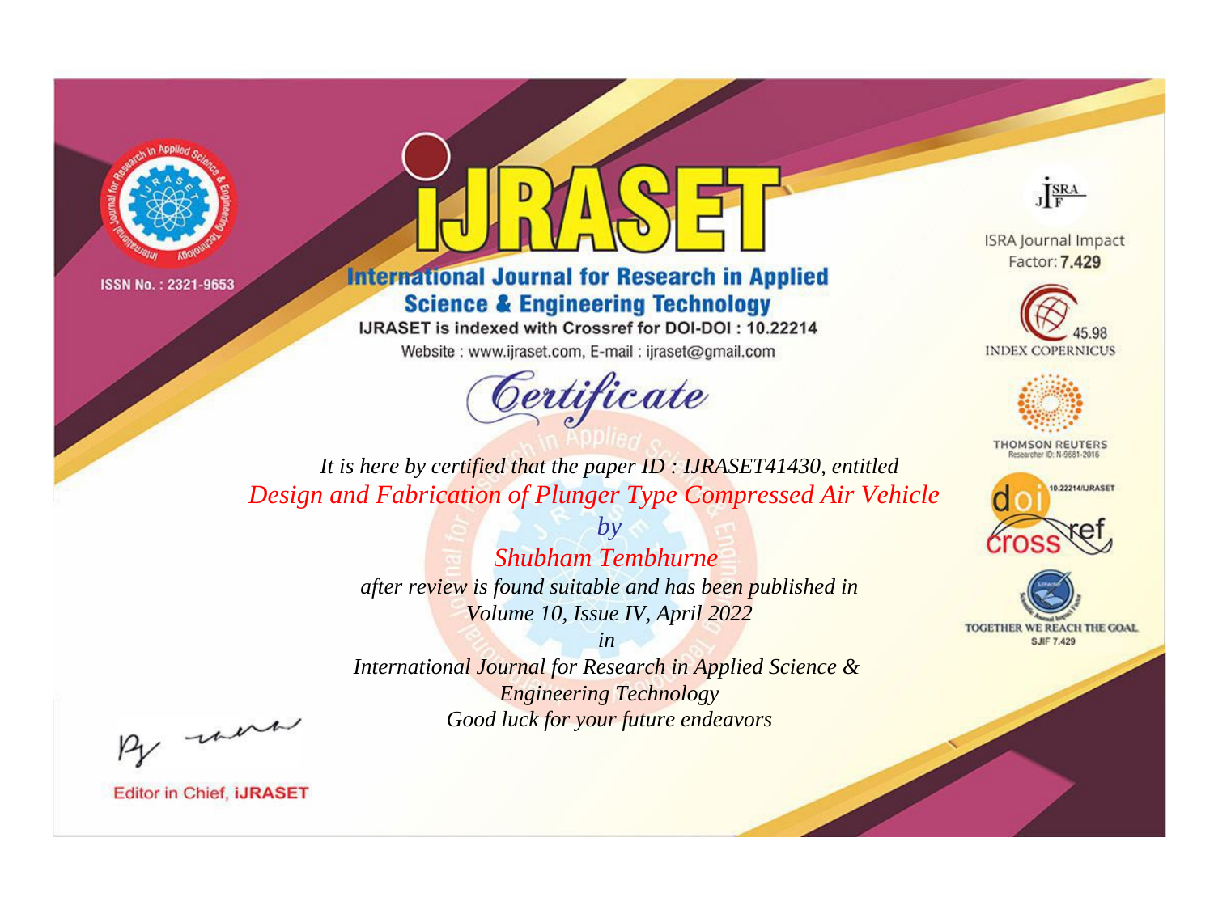ISSN No. : 2321-9653

# iJRASET

## International Journal for Research in Applied Science & Engineering Technology

IJRASET is indexed with Crossref for DOI-DOI : 10.22214

Website : www.ijraset.com, E-mail : ijraset@gmail.com

*Certificate*

*It is here by certified that the paper ID : IJRASET41430, entitled*

*Design and Fabrication of Plunger Type Compressed Air Vehicle*

*by*

*Shubham Tembhurne*

*after review is found suitable and has been published in*

*Volume 10, Issue IV, April 2022*

*in*

*International Journal for Research in Applied Science & Engineering Technology*

*Good luck for your future endeavors*

ISRA Journal Impact Factor: **7.429**

45.98 INDEX COPERNICUS

THOMSON REUTERS Researcher ID: N-9681-2016

10.22214/IJRASET

TOGETHER WE REACH THE GOAL SJIF 7.429

Editor in Chief, **iJRASET**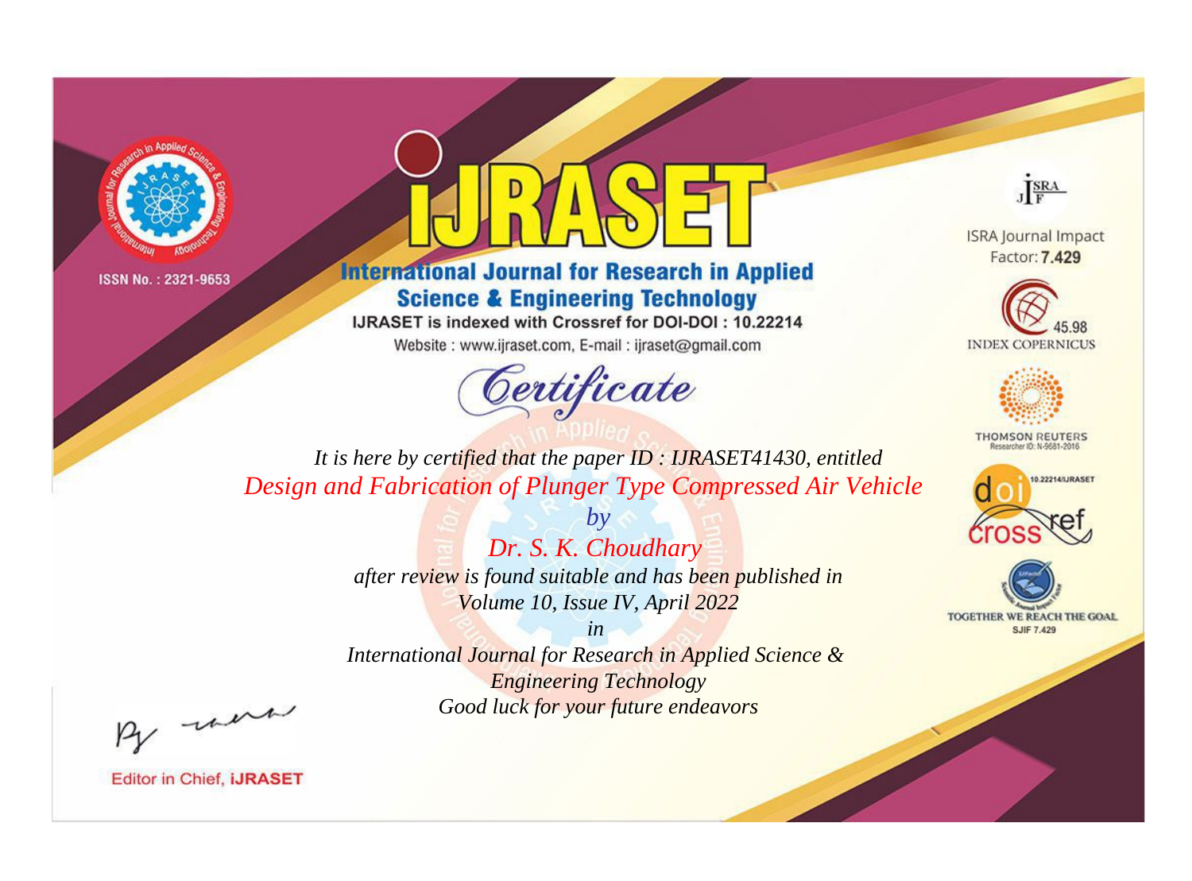ISSN No. : 2321-9653

# IJRASET

## International Journal for Research in Applied Science & Engineering Technology

IJRASET is indexed with Crossref for DOI-DOI : 10.22214

Website : www.ijraset.com, E-mail : ijraset@gmail.com

*Certificate*

*It is here by certified that the paper ID : IJRASET41430, entitled*

*Design and Fabrication of Plunger Type Compressed Air Vehicle*

*by*

*Dr. S. K. Choudhary*

*after review is found suitable and has been published in*

*Volume 10, Issue IV, April 2022*

*in*

*International Journal for Research in Applied Science & Engineering Technology*

*Good luck for your future endeavors*

ISRA Journal Impact Factor: **7.429**

45.98 INDEX COPERNICUS

THOMSON REUTERS Researcher ID: N-9681-2016

10.22214/IJRASET

TOGETHER WE REACH THE GOAL SJIF 7.429

Editor in Chief, **iJRASET**